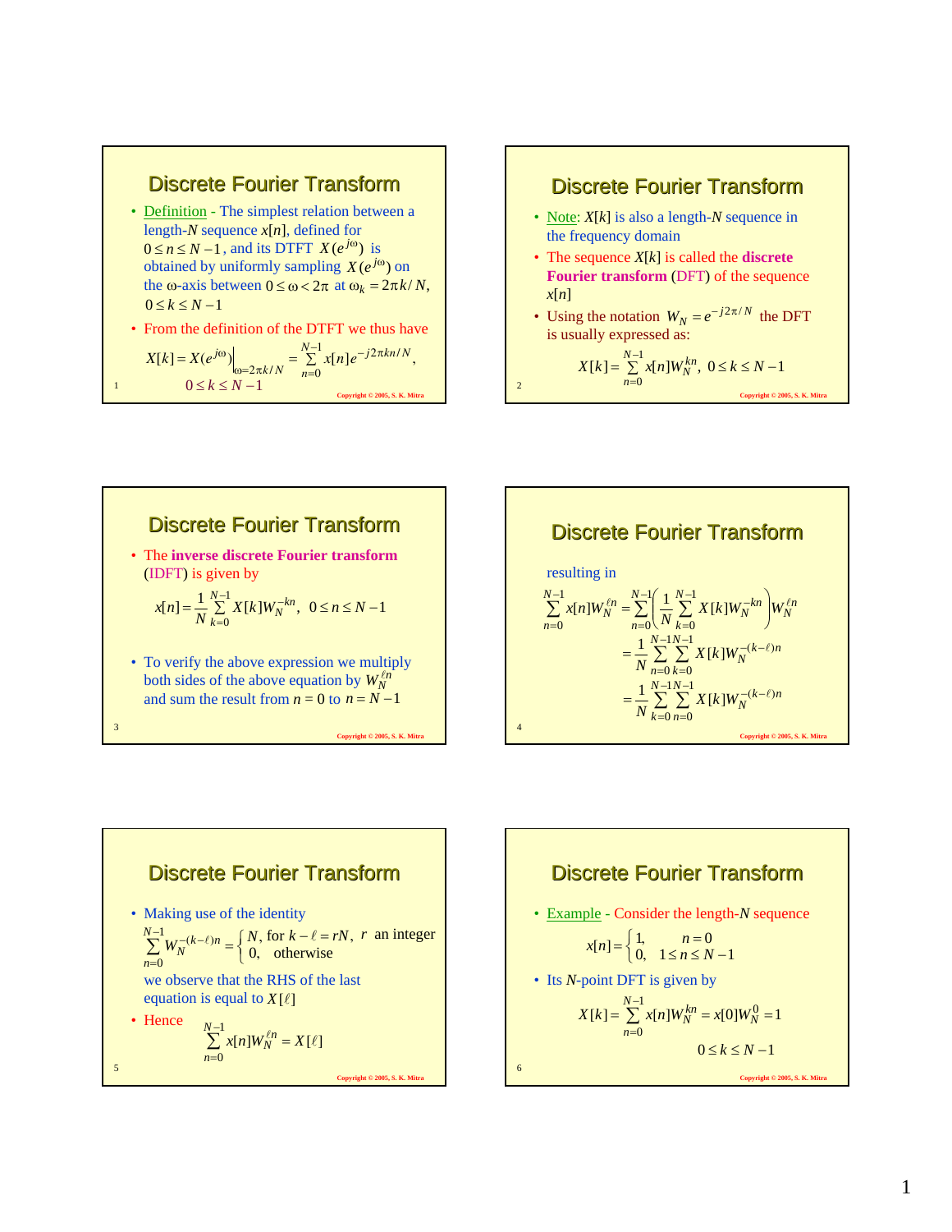## Discrete Fourier Transform

- Definition - The simplest relation between a length-$N$ sequence $x[n]$, defined for $0 \le n \le N-1$, and its DTFT $X(e^{j\omega})$ is obtained by uniformly sampling $X(e^{j\omega})$ on the $\omega$-axis between $0 \le \omega < 2\pi$ at $\omega_k = 2\pi k/N$, $0 \le k \le N-1$
- From the definition of the DTFT we thus have

$$X[k] = X(e^{j\omega})\Big|_{\omega=2\pi k/N} = \sum_{n=0}^{N-1} x[n] e^{-j2\pi kn/N},$$
$$0 \le k \le N-1$$

## Discrete Fourier Transform

- Note: $X[k]$ is also a length-$N$ sequence in the frequency domain
- The sequence $X[k]$ is called the **discrete Fourier transform** (DFT) of the sequence $x[n]$
- Using the notation $W_N = e^{-j2\pi/N}$ the DFT is usually expressed as:

$$X[k] = \sum_{n=0}^{N-1} x[n] W_N^{kn}, \quad 0 \le k \le N-1$$

## Discrete Fourier Transform

- The **inverse discrete Fourier transform** (IDFT) is given by

$$x[n] = \frac{1}{N} \sum_{k=0}^{N-1} X[k] W_N^{-kn}, \quad 0 \le n \le N-1$$

- To verify the above expression we multiply both sides of the above equation by $W_N^{\ell n}$ and sum the result from $n = 0$ to $n = N-1$

## Discrete Fourier Transform

resulting in

$$\sum_{n=0}^{N-1} x[n] W_N^{\ell n} = \sum_{n=0}^{N-1} \left( \frac{1}{N} \sum_{k=0}^{N-1} X[k] W_N^{-kn} \right) W_N^{\ell n}$$
$$= \frac{1}{N} \sum_{n=0}^{N-1} \sum_{k=0}^{N-1} X[k] W_N^{-(k-\ell)n}$$
$$= \frac{1}{N} \sum_{k=0}^{N-1} \sum_{n=0}^{N-1} X[k] W_N^{-(k-\ell)n}$$

## Discrete Fourier Transform

- Making use of the identity

$$\sum_{n=0}^{N-1} W_N^{-(k-\ell)n} = \begin{cases} N, & \text{for } k-\ell = rN, \ r \text{ an integer} \\ 0, & \text{otherwise} \end{cases}$$

we observe that the RHS of the last equation is equal to $X[\ell]$

- Hence

$$\sum_{n=0}^{N-1} x[n] W_N^{\ell n} = X[\ell]$$

## Discrete Fourier Transform

- Example - Consider the length-$N$ sequence

$$x[n] = \begin{cases} 1, & n = 0 \\ 0, & 1 \le n \le N-1 \end{cases}$$

- Its $N$-point DFT is given by

$$X[k] = \sum_{n=0}^{N-1} x[n] W_N^{kn} = x[0] W_N^0 = 1$$
$$0 \le k \le N-1$$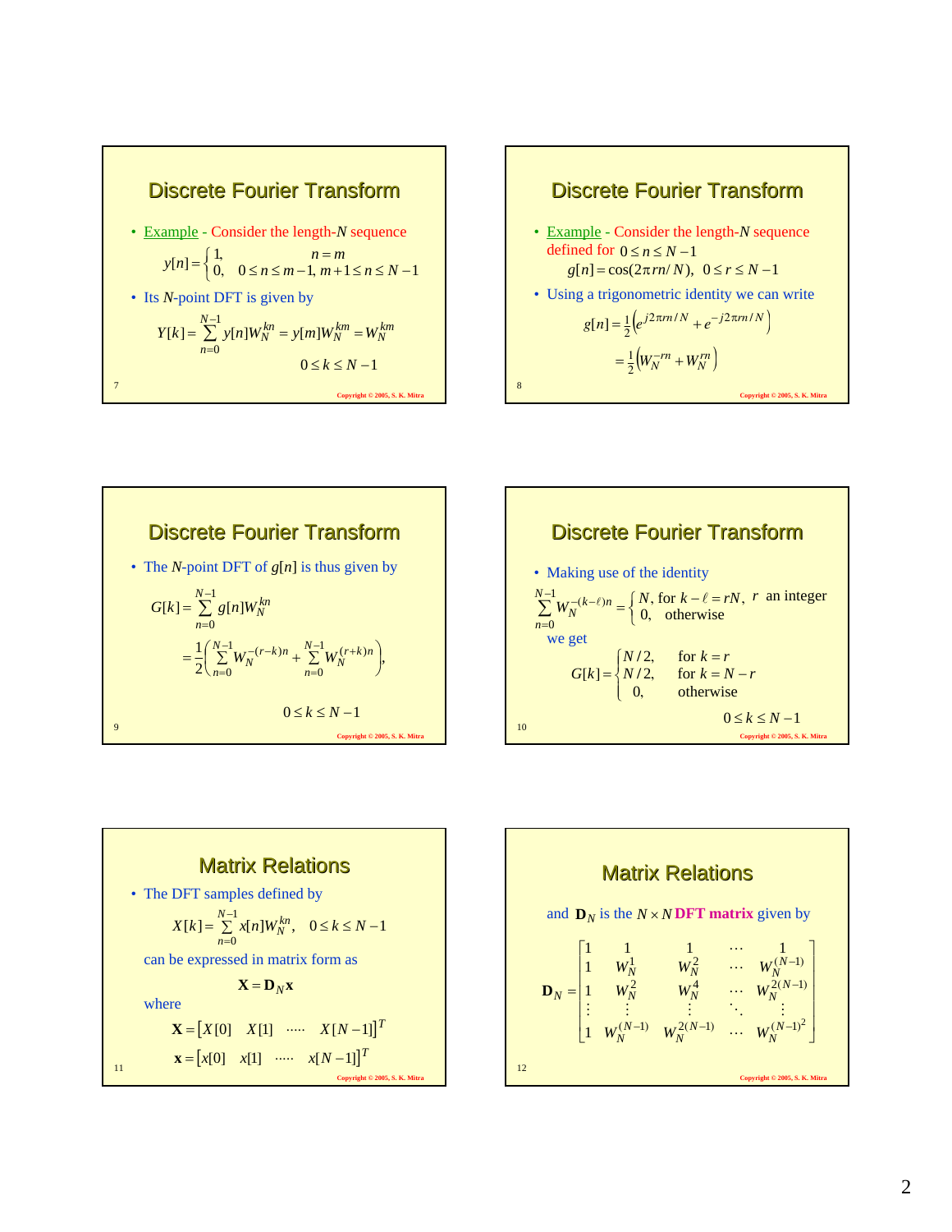## Discrete Fourier Transform

- Example - Consider the length-$N$ sequence

$$y[n] = \begin{cases} 1, & n = m \\ 0, & 0 \le n \le m-1,\ m+1 \le n \le N-1 \end{cases}$$

- Its $N$-point DFT is given by

$$Y[k] = \sum_{n=0}^{N-1} y[n] W_N^{kn} = y[m] W_N^{km} = W_N^{km}$$

$$0 \le k \le N-1$$

## Discrete Fourier Transform

- Example - Consider the length-$N$ sequence defined for $0 \le n \le N-1$

$$g[n] = \cos(2\pi r n / N), \quad 0 \le r \le N-1$$

- Using a trigonometric identity we can write

$$g[n] = \tfrac{1}{2}\left(e^{j2\pi r n / N} + e^{-j2\pi r n / N}\right)$$

$$= \tfrac{1}{2}\left(W_N^{-rn} + W_N^{rn}\right)$$

## Discrete Fourier Transform

- The $N$-point DFT of $g[n]$ is thus given by

$$G[k] = \sum_{n=0}^{N-1} g[n] W_N^{kn}$$

$$= \frac{1}{2}\left(\sum_{n=0}^{N-1} W_N^{-(r-k)n} + \sum_{n=0}^{N-1} W_N^{(r+k)n}\right),$$

$$0 \le k \le N-1$$

## Discrete Fourier Transform

- Making use of the identity

$$\sum_{n=0}^{N-1} W_N^{-(k-\ell)n} = \begin{cases} N, & \text{for } k-\ell = rN,\ r \text{ an integer} \\ 0, & \text{otherwise} \end{cases}$$

we get

$$G[k] = \begin{cases} N/2, & \text{for } k = r \\ N/2, & \text{for } k = N-r \\ 0, & \text{otherwise} \end{cases}$$

$$0 \le k \le N-1$$

## Matrix Relations

- The DFT samples defined by

$$X[k] = \sum_{n=0}^{N-1} x[n] W_N^{kn}, \quad 0 \le k \le N-1$$

can be expressed in matrix form as

$$\mathbf{X} = \mathbf{D}_N \mathbf{x}$$

where

$$\mathbf{X} = \left[X[0] \quad X[1] \quad \cdots\cdots \quad X[N-1]\right]^T$$

$$\mathbf{x} = \left[x[0] \quad x[1] \quad \cdots\cdots \quad x[N-1]\right]^T$$

## Matrix Relations

and $\mathbf{D}_N$ is the $N \times N$ **DFT matrix** given by

$$\mathbf{D}_N = \begin{bmatrix} 1 & 1 & 1 & \cdots & 1 \\ 1 & W_N^1 & W_N^2 & \cdots & W_N^{(N-1)} \\ 1 & W_N^2 & W_N^4 & \cdots & W_N^{2(N-1)} \\ \vdots & \vdots & \vdots & \ddots & \vdots \\ 1 & W_N^{(N-1)} & W_N^{2(N-1)} & \cdots & W_N^{(N-1)^2} \end{bmatrix}$$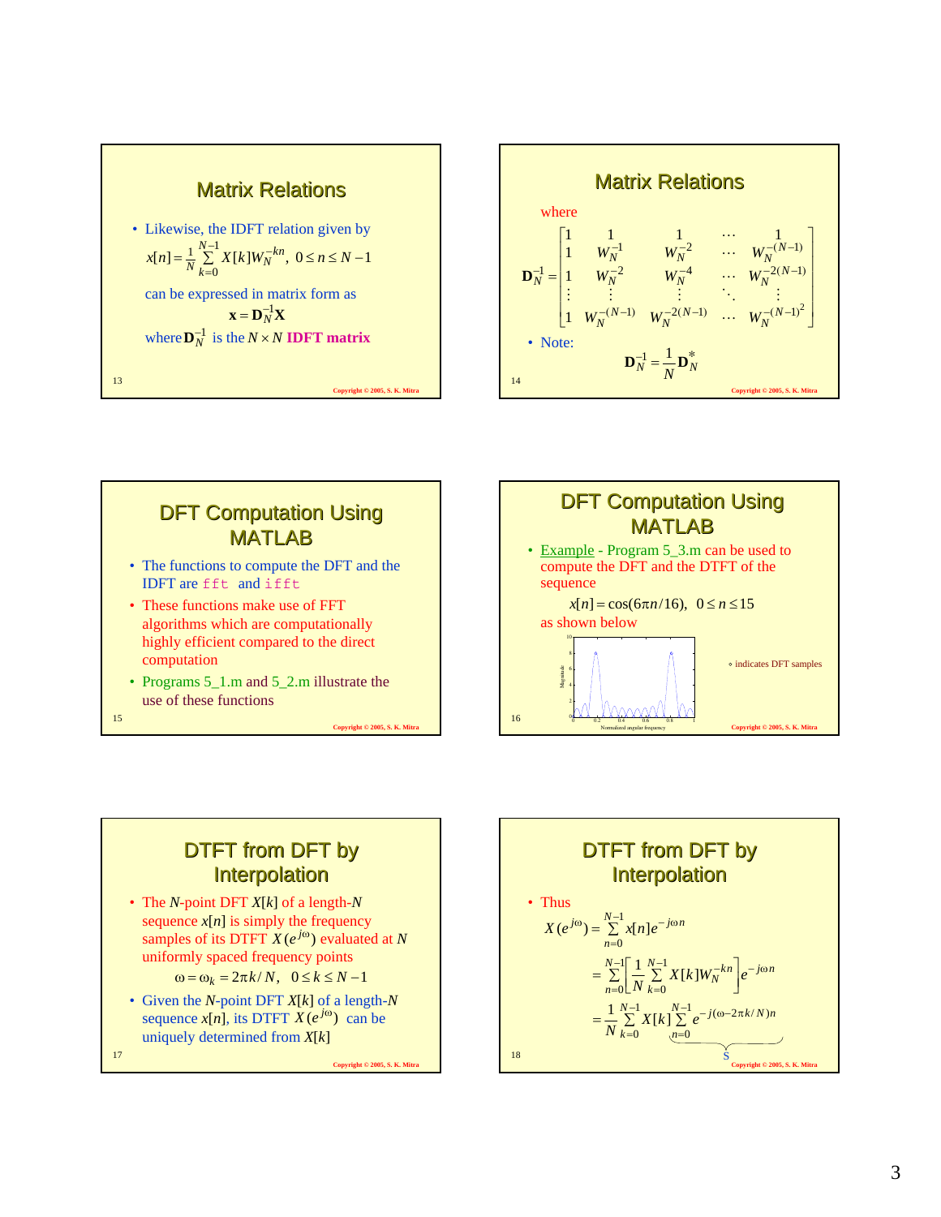## Matrix Relations

- Likewise, the IDFT relation given by

$$x[n] = \frac{1}{N}\sum_{k=0}^{N-1} X[k] W_N^{-kn}, \quad 0 \le n \le N-1$$

can be expressed in matrix form as

$$\mathbf{x} = \mathbf{D}_N^{-1}\mathbf{X}$$

where $\mathbf{D}_N^{-1}$ is the $N \times N$ **IDFT matrix**

## Matrix Relations

where

$$\mathbf{D}_N^{-1} = \begin{bmatrix} 1 & 1 & 1 & \cdots & 1 \\ 1 & W_N^{-1} & W_N^{-2} & \cdots & W_N^{-(N-1)} \\ 1 & W_N^{-2} & W_N^{-4} & \cdots & W_N^{-2(N-1)} \\ \vdots & \vdots & \vdots & \ddots & \vdots \\ 1 & W_N^{-(N-1)} & W_N^{-2(N-1)} & \cdots & W_N^{-(N-1)^2} \end{bmatrix}$$

- Note:

$$\mathbf{D}_N^{-1} = \frac{1}{N}\mathbf{D}_N^{*}$$

## DFT Computation Using MATLAB

- The functions to compute the DFT and the IDFT are `fft` and `ifft`
- These functions make use of FFT algorithms which are computationally highly efficient compared to the direct computation
- Programs 5_1.m and 5_2.m illustrate the use of these functions

## DFT Computation Using MATLAB

- Example - Program 5_3.m can be used to compute the DFT and the DTFT of the sequence

$$x[n] = \cos(6\pi n/16), \quad 0 \le n \le 15$$

as shown below

∘ indicates DFT samples

## DTFT from DFT by Interpolation

- The $N$-point DFT $X[k]$ of a length-$N$ sequence $x[n]$ is simply the frequency samples of its DTFT $X(e^{j\omega})$ evaluated at $N$ uniformly spaced frequency points

$$\omega = \omega_k = 2\pi k/N, \quad 0 \le k \le N-1$$

- Given the $N$-point DFT $X[k]$ of a length-$N$ sequence $x[n]$, its DTFT $X(e^{j\omega})$ can be uniquely determined from $X[k]$

## DTFT from DFT by Interpolation

- Thus

$$X(e^{j\omega}) = \sum_{n=0}^{N-1} x[n] e^{-j\omega n}$$

$$= \sum_{n=0}^{N-1}\left[\frac{1}{N}\sum_{k=0}^{N-1} X[k] W_N^{-kn}\right] e^{-j\omega n}$$

$$= \frac{1}{N}\sum_{k=0}^{N-1} X[k] \underbrace{\sum_{n=0}^{N-1} e^{-j(\omega - 2\pi k/N)n}}_{S}$$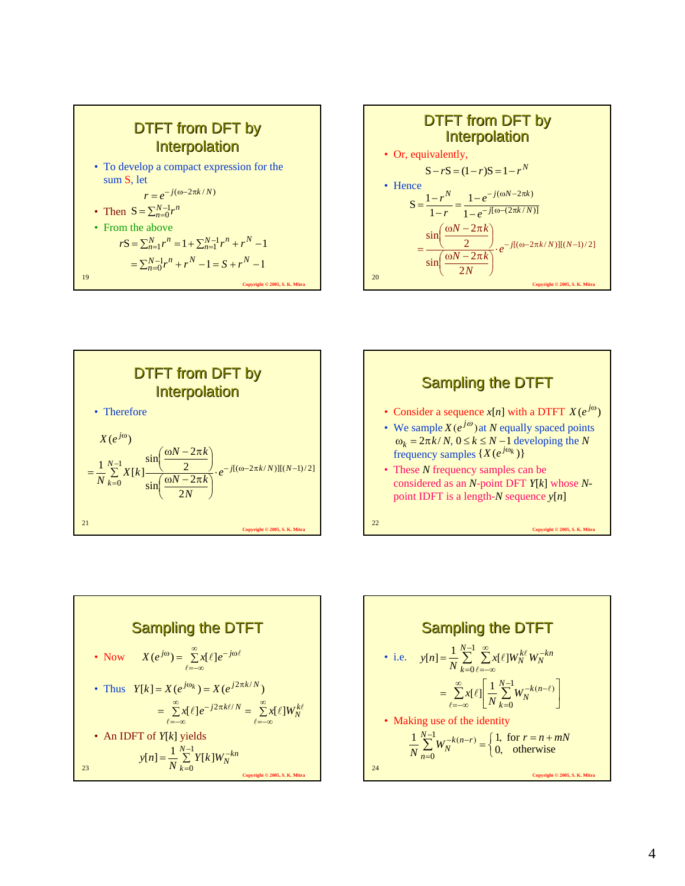## DTFT from DFT by Interpolation

- To develop a compact expression for the sum S, let

$$r = e^{-j(\omega - 2\pi k/N)}$$

- Then $S = \sum_{n=0}^{N-1} r^n$
- From the above

$$rS = \sum_{n=1}^{N} r^n = 1 + \sum_{n=1}^{N-1} r^n + r^N - 1$$

$$= \sum_{n=0}^{N-1} r^n + r^N - 1 = S + r^N - 1$$

## DTFT from DFT by Interpolation

- Or, equivalently,

$$S - rS = (1-r)S = 1 - r^N$$

- Hence

$$S = \frac{1-r^N}{1-r} = \frac{1-e^{-j(\omega N - 2\pi k)}}{1-e^{-j[\omega-(2\pi k/N)]}}$$

$$= \frac{\sin\left(\frac{\omega N - 2\pi k}{2}\right)}{\sin\left(\frac{\omega N - 2\pi k}{2N}\right)} \cdot e^{-j[(\omega - 2\pi k/N)][(N-1)/2]}$$

## DTFT from DFT by Interpolation

- Therefore

$$X(e^{j\omega})$$

$$= \frac{1}{N}\sum_{k=0}^{N-1} X[k] \frac{\sin\left(\frac{\omega N - 2\pi k}{2}\right)}{\sin\left(\frac{\omega N - 2\pi k}{2N}\right)} \cdot e^{-j[(\omega - 2\pi k/N)][(N-1)/2]}$$

## Sampling the DTFT

- Consider a sequence $x[n]$ with a DTFT $X(e^{j\omega})$
- We sample $X(e^{j\omega})$ at $N$ equally spaced points $\omega_k = 2\pi k/N$, $0 \le k \le N-1$ developing the $N$ frequency samples $\{X(e^{j\omega_k})\}$
- These $N$ frequency samples can be considered as an $N$-point DFT $Y[k]$ whose $N$-point IDFT is a length-$N$ sequence $y[n]$

## Sampling the DTFT

- Now $\quad X(e^{j\omega}) = \sum_{\ell=-\infty}^{\infty} x[\ell] e^{-j\omega\ell}$
- Thus $\quad Y[k] = X(e^{j\omega_k}) = X(e^{j2\pi k/N})$

$$= \sum_{\ell=-\infty}^{\infty} x[\ell] e^{-j2\pi k\ell/N} = \sum_{\ell=-\infty}^{\infty} x[\ell] W_N^{k\ell}$$

- An IDFT of $Y[k]$ yields

$$y[n] = \frac{1}{N}\sum_{k=0}^{N-1} Y[k] W_N^{-kn}$$

## Sampling the DTFT

- i.e. $\quad y[n] = \frac{1}{N}\sum_{k=0}^{N-1}\sum_{\ell=-\infty}^{\infty} x[\ell] W_N^{k\ell} W_N^{-kn}$

$$= \sum_{\ell=-\infty}^{\infty} x[\ell]\left[\frac{1}{N}\sum_{k=0}^{N-1} W_N^{-k(n-\ell)}\right]$$

- Making use of the identity

$$\frac{1}{N}\sum_{n=0}^{N-1} W_N^{-k(n-r)} = \begin{cases} 1, & \text{for } r = n + mN \\ 0, & \text{otherwise} \end{cases}$$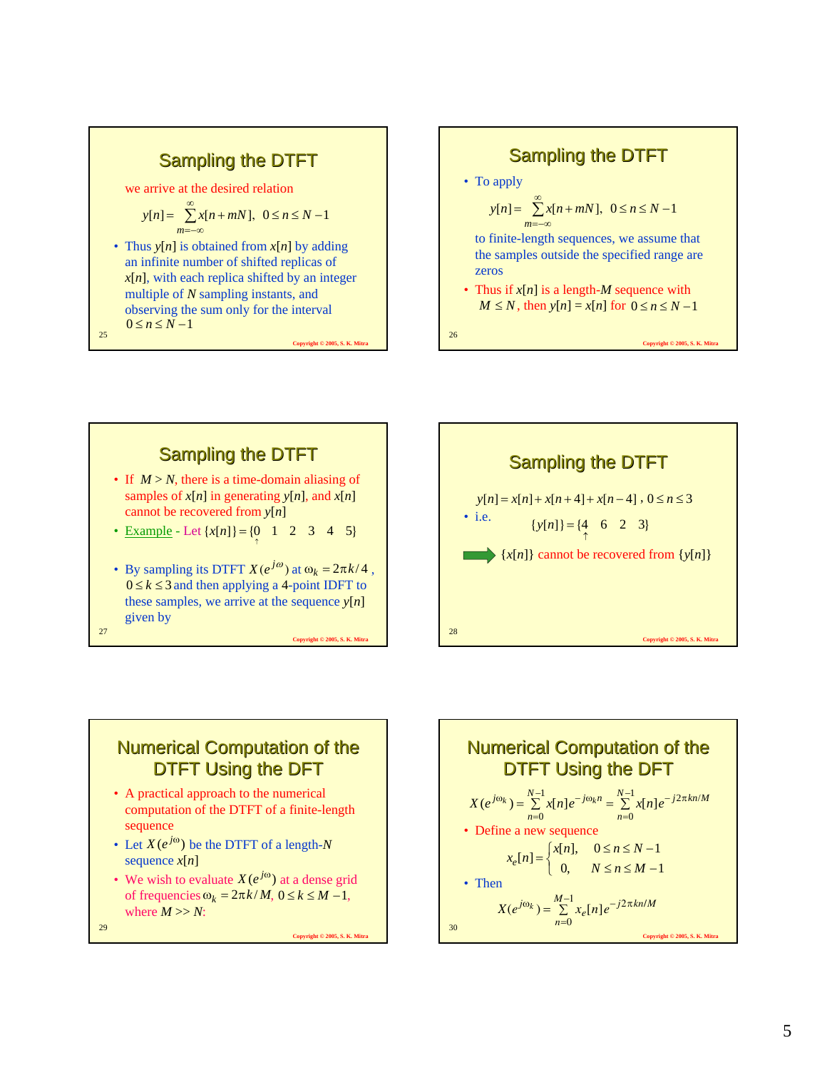## Sampling the DTFT

we arrive at the desired relation

$$y[n] = \sum_{m=-\infty}^{\infty} x[n + mN], \quad 0 \le n \le N-1$$

- Thus $y[n]$ is obtained from $x[n]$ by adding an infinite number of shifted replicas of $x[n]$, with each replica shifted by an integer multiple of $N$ sampling instants, and observing the sum only for the interval $0 \le n \le N-1$

## Sampling the DTFT

- To apply

$$y[n] = \sum_{m=-\infty}^{\infty} x[n + mN], \quad 0 \le n \le N-1$$

to finite-length sequences, we assume that the samples outside the specified range are zeros

- Thus if $x[n]$ is a length-$M$ sequence with $M \le N$, then $y[n] = x[n]$ for $0 \le n \le N-1$

## Sampling the DTFT

- If $M > N$, there is a time-domain aliasing of samples of $x[n]$ in generating $y[n]$, and $x[n]$ cannot be recovered from $y[n]$
- Example - Let $\{x[n]\} = \{\underset{\uparrow}{0} \quad 1 \quad 2 \quad 3 \quad 4 \quad 5\}$
- By sampling its DTFT $X(e^{j\omega})$ at $\omega_k = 2\pi k/4$, $0 \le k \le 3$ and then applying a 4-point IDFT to these samples, we arrive at the sequence $y[n]$ given by

## Sampling the DTFT

$$y[n] = x[n] + x[n+4] + x[n-4], \quad 0 \le n \le 3$$

- i.e. $\{y[n]\} = \{\underset{\uparrow}{4} \quad 6 \quad 2 \quad 3\}$

➡ $\{x[n]\}$ cannot be recovered from $\{y[n]\}$

## Numerical Computation of the DTFT Using the DFT

- A practical approach to the numerical computation of the DTFT of a finite-length sequence
- Let $X(e^{j\omega})$ be the DTFT of a length-$N$ sequence $x[n]$
- We wish to evaluate $X(e^{j\omega})$ at a dense grid of frequencies $\omega_k = 2\pi k/M$, $0 \le k \le M-1$, where $M >> N$:

## Numerical Computation of the DTFT Using the DFT

$$X(e^{j\omega_k}) = \sum_{n=0}^{N-1} x[n]e^{-j\omega_k n} = \sum_{n=0}^{N-1} x[n]e^{-j2\pi kn/M}$$

- Define a new sequence

$$x_e[n] = \begin{cases} x[n], & 0 \le n \le N-1 \\ 0, & N \le n \le M-1 \end{cases}$$

- Then

$$X(e^{j\omega_k}) = \sum_{n=0}^{M-1} x_e[n]e^{-j2\pi kn/M}$$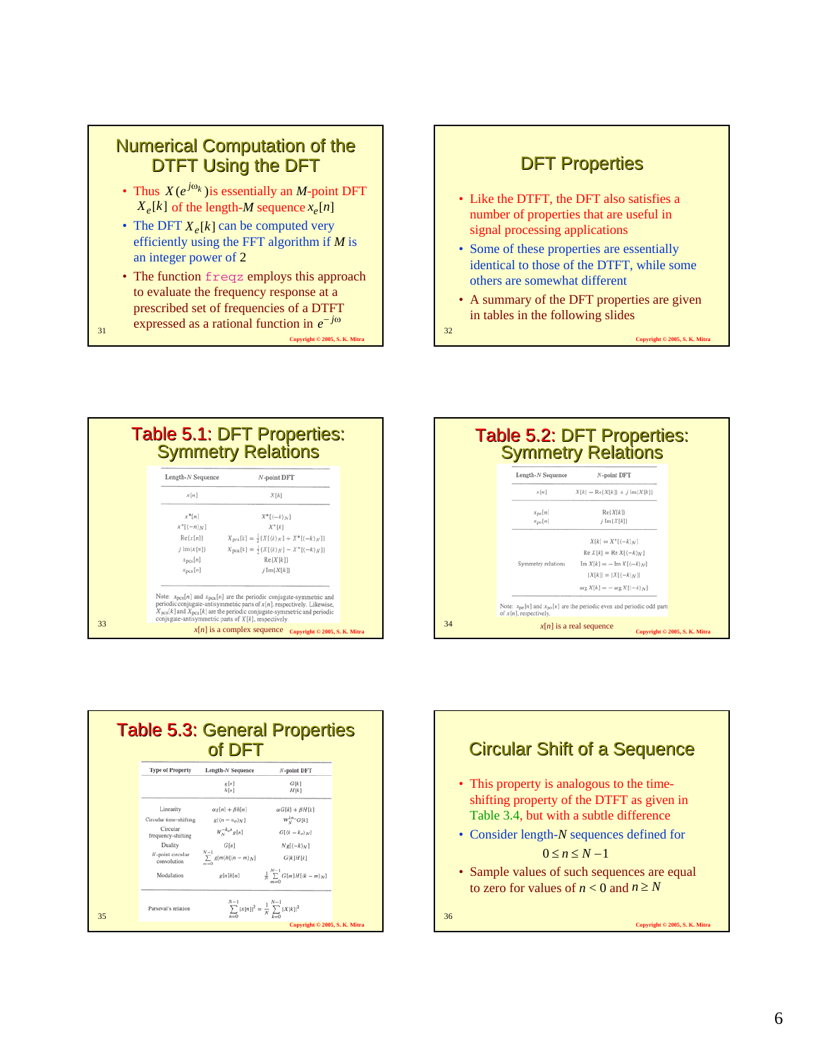## Numerical Computation of the DTFT Using the DFT

- Thus $X(e^{j\omega_k})$ is essentially an $M$-point DFT $X_e[k]$ of the length-$M$ sequence $x_e[n]$
- The DFT $X_e[k]$ can be computed very efficiently using the FFT algorithm if $M$ is an integer power of 2
- The function `freqz` employs this approach to evaluate the frequency response at a prescribed set of frequencies of a DTFT expressed as a rational function in $e^{-j\omega}$

## DFT Properties

- Like the DTFT, the DFT also satisfies a number of properties that are useful in signal processing applications
- Some of these properties are essentially identical to those of the DTFT, while some others are somewhat different
- A summary of the DFT properties are given in tables in the following slides

## Table 5.1: DFT Properties: Symmetry Relations

| Length-$N$ Sequence | $N$-point DFT |
|---|---|
| $x[n]$ | $X[k]$ |
| $x^*[n]$ | $X^*[\langle -k\rangle_N]$ |
| $x^*[\langle -n\rangle_N]$ | $X^*[k]$ |
| $\text{Re}\{x[n]\}$ | $X_{pcs}[k] = \frac{1}{2}\{X[\langle k\rangle_N] + X^*[\langle -k\rangle_N]\}$ |
| $j\,\text{Im}\{x[n]\}$ | $X_{pca}[k] = \frac{1}{2}\{X[\langle k\rangle_N] - X^*[\langle -k\rangle_N]\}$ |
| $x_{pcs}[n]$ | $\text{Re}\{X[k]\}$ |
| $x_{pca}[n]$ | $j\,\text{Im}\{X[k]\}$ |

Note: $x_{pcs}[n]$ and $x_{pca}[n]$ are the periodic conjugate-symmetric and periodic conjugate-antisymmetric parts of $x[n]$, respectively. Likewise, $X_{pcs}[k]$ and $X_{pca}[k]$ are the periodic conjugate-symmetric and periodic conjugate-antisymmetric parts of $X[k]$, respectively.

$x[n]$ is a complex sequence

## Table 5.2: DFT Properties: Symmetry Relations

| Length-$N$ Sequence | $N$-point DFT |
|---|---|
| $x[n]$ | $X[k] = \text{Re}\{X[k]\} + j\,\text{Im}\{X[k]\}$ |
| $x_{pe}[n]$ | $\text{Re}\{X[k]\}$ |
| $x_{po}[n]$ | $j\,\text{Im}\{X[k]\}$ |
| Symmetry relations | $X[k] = X^*[\langle -k\rangle_N]$ |
| | $\text{Re}\,X[k] = \text{Re}\,X[\langle -k\rangle_N]$ |
| | $\text{Im}\,X[k] = -\text{Im}\,X[\langle -k\rangle_N]$ |
| | $\lvert X[k]\rvert = \lvert X[\langle -k\rangle_N]\rvert$ |
| | $\arg X[k] = -\arg X[\langle -k\rangle_N]$ |

Note: $x_{pe}[n]$ and $x_{po}[n]$ are the periodic even and periodic odd parts of $x[n]$, respectively.

$x[n]$ is a real sequence

## Table 5.3: General Properties of DFT

| Type of Property | Length-$N$ Sequence | $N$-point DFT |
|---|---|---|
| | $g[n]$ | $G[k]$ |
| | $h[n]$ | $H[k]$ |
| Linearity | $\alpha g[n] + \beta h[n]$ | $\alpha G[k] + \beta H[k]$ |
| Circular time-shifting | $g[\langle n - n_o\rangle_N]$ | $W_N^{kn_o} G[k]$ |
| Circular frequency-shifting | $W_N^{-k_o n} g[n]$ | $G[\langle k - k_o\rangle_N]$ |
| Duality | $G[n]$ | $N g[\langle -k\rangle_N]$ |
| $N$-point circular convolution | $\sum_{m=0}^{N-1} g[m]h[\langle n-m\rangle_N]$ | $G[k]H[k]$ |
| Modulation | $g[n]h[n]$ | $\frac{1}{N}\sum_{m=0}^{N-1} G[m]H[\langle k-m\rangle_N]$ |
| Parseval's relation | $\sum_{n=0}^{N-1} \lvert x[n]\rvert^2 = \frac{1}{N}\sum_{k=0}^{N-1} \lvert X[k]\rvert^2$ | |

## Circular Shift of a Sequence

- This property is analogous to the time-shifting property of the DTFT as given in Table 3.4, but with a subtle difference
- Consider length-$N$ sequences defined for

$$0 \le n \le N-1$$

- Sample values of such sequences are equal to zero for values of $n < 0$ and $n \ge N$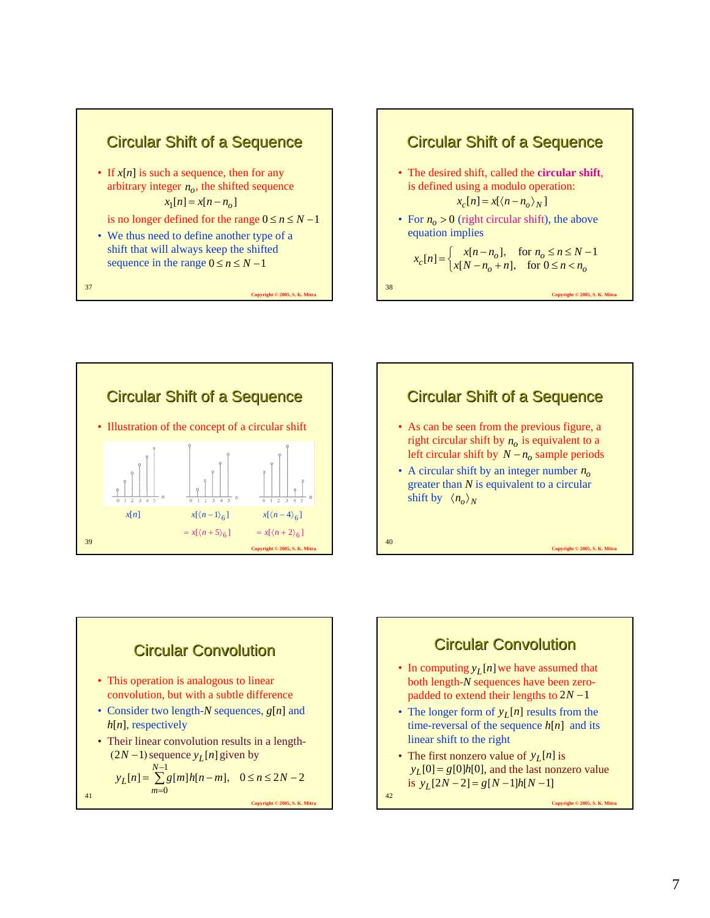## Circular Shift of a Sequence

- If $x[n]$ is such a sequence, then for any arbitrary integer $n_o$, the shifted sequence
$$x_1[n] = x[n - n_o]$$
is no longer defined for the range $0 \le n \le N-1$
- We thus need to define another type of a shift that will always keep the shifted sequence in the range $0 \le n \le N-1$

## Circular Shift of a Sequence

- The desired shift, called the **circular shift**, is defined using a modulo operation:
$$x_c[n] = x[\langle n - n_o \rangle_N]$$
- For $n_o > 0$ (right circular shift), the above equation implies
$$x_c[n] = \begin{cases} x[n - n_o], & \text{for } n_o \le n \le N-1 \\ x[N - n_o + n], & \text{for } 0 \le n < n_o \end{cases}$$

## Circular Shift of a Sequence

- Illustration of the concept of a circular shift

$x[n]$ $\quad$ $x[\langle n-1 \rangle_6]$ $= x[\langle n+5 \rangle_6]$ $\quad$ $x[\langle n-4 \rangle_6]$ $= x[\langle n+2 \rangle_6]$

## Circular Shift of a Sequence

- As can be seen from the previous figure, a right circular shift by $n_o$ is equivalent to a left circular shift by $N - n_o$ sample periods
- A circular shift by an integer number $n_o$ greater than $N$ is equivalent to a circular shift by $\langle n_o \rangle_N$

## Circular Convolution

- This operation is analogous to linear convolution, but with a subtle difference
- Consider two length-$N$ sequences, $g[n]$ and $h[n]$, respectively
- Their linear convolution results in a length-$(2N-1)$ sequence $y_L[n]$ given by
$$y_L[n] = \sum_{m=0}^{N-1} g[m]h[n-m], \quad 0 \le n \le 2N-2$$

## Circular Convolution

- In computing $y_L[n]$ we have assumed that both length-$N$ sequences have been zero-padded to extend their lengths to $2N-1$
- The longer form of $y_L[n]$ results from the time-reversal of the sequence $h[n]$ and its linear shift to the right
- The first nonzero value of $y_L[n]$ is $y_L[0] = g[0]h[0]$, and the last nonzero value is $y_L[2N-2] = g[N-1]h[N-1]$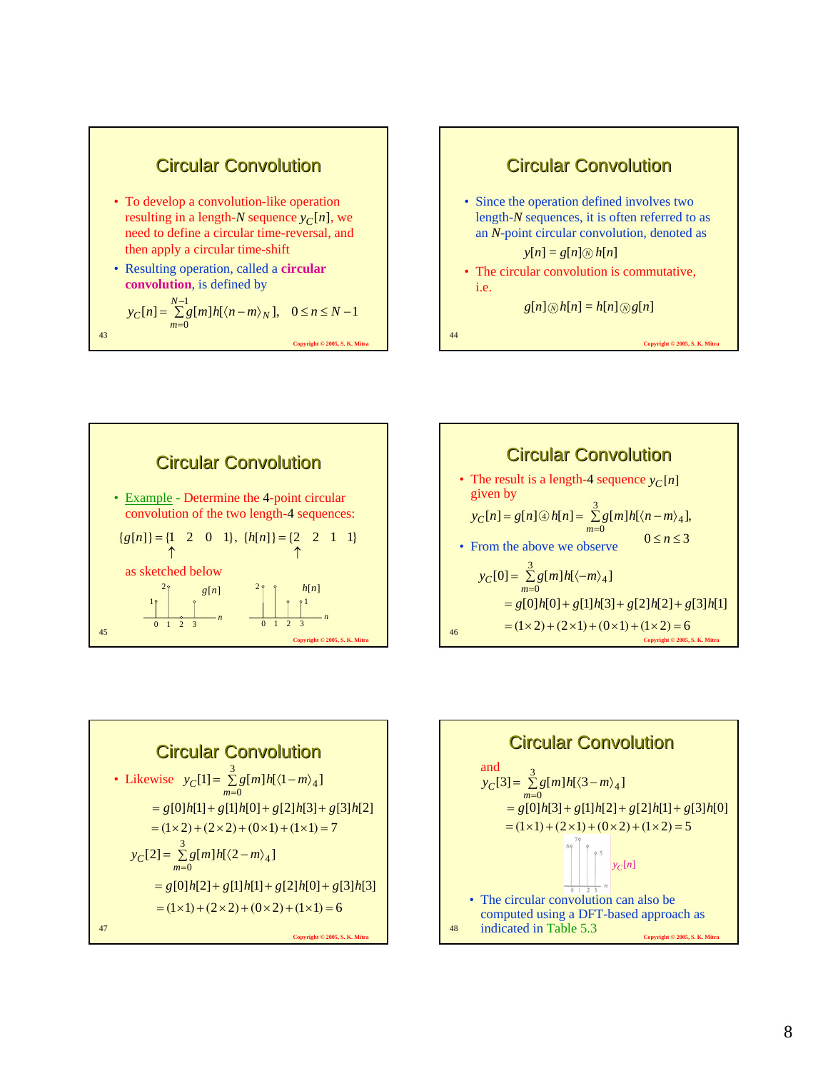## Circular Convolution

- To develop a convolution-like operation resulting in a length-$N$ sequence $y_C[n]$, we need to define a circular time-reversal, and then apply a circular time-shift
- Resulting operation, called a **circular convolution**, is defined by

$$y_C[n] = \sum_{m=0}^{N-1} g[m]h[\langle n-m\rangle_N], \quad 0 \le n \le N-1$$

## Circular Convolution

- Since the operation defined involves two length-$N$ sequences, it is often referred to as an $N$-point circular convolution, denoted as

$$y[n] = g[n] \circledN h[n]$$

- The circular convolution is commutative, i.e.

$$g[n] \circledN h[n] = h[n] \circledN g[n]$$

## Circular Convolution

- Example - Determine the 4-point circular convolution of the two length-4 sequences:

$$\{g[n]\} = \{\underset{\uparrow}{1} \quad 2 \quad 0 \quad 1\}, \; \{h[n]\} = \{\underset{\uparrow}{2} \quad 2 \quad 1 \quad 1\}$$

as sketched below

## Circular Convolution

- The result is a length-4 sequence $y_C[n]$ given by

$$y_C[n] = g[n] \circled{4} h[n] = \sum_{m=0}^{3} g[m]h[\langle n-m\rangle_4], \quad 0 \le n \le 3$$

- From the above we observe

$$y_C[0] = \sum_{m=0}^{3} g[m]h[\langle -m\rangle_4]$$
$$= g[0]h[0] + g[1]h[3] + g[2]h[2] + g[3]h[1]$$
$$= (1\times 2) + (2\times 1) + (0\times 1) + (1\times 2) = 6$$

## Circular Convolution

- Likewise $y_C[1] = \sum_{m=0}^{3} g[m]h[\langle 1-m\rangle_4]$

$$= g[0]h[1] + g[1]h[0] + g[2]h[3] + g[3]h[2]$$
$$= (1\times 2) + (2\times 2) + (0\times 1) + (1\times 1) = 7$$

$$y_C[2] = \sum_{m=0}^{3} g[m]h[\langle 2-m\rangle_4]$$
$$= g[0]h[2] + g[1]h[1] + g[2]h[0] + g[3]h[3]$$
$$= (1\times 1) + (2\times 2) + (0\times 2) + (1\times 1) = 6$$

## Circular Convolution

and

$$y_C[3] = \sum_{m=0}^{3} g[m]h[\langle 3-m\rangle_4]$$
$$= g[0]h[3] + g[1]h[2] + g[2]h[1] + g[3]h[0]$$
$$= (1\times 1) + (2\times 1) + (0\times 2) + (1\times 2) = 5$$

- The circular convolution can also be computed using a DFT-based approach as indicated in Table 5.3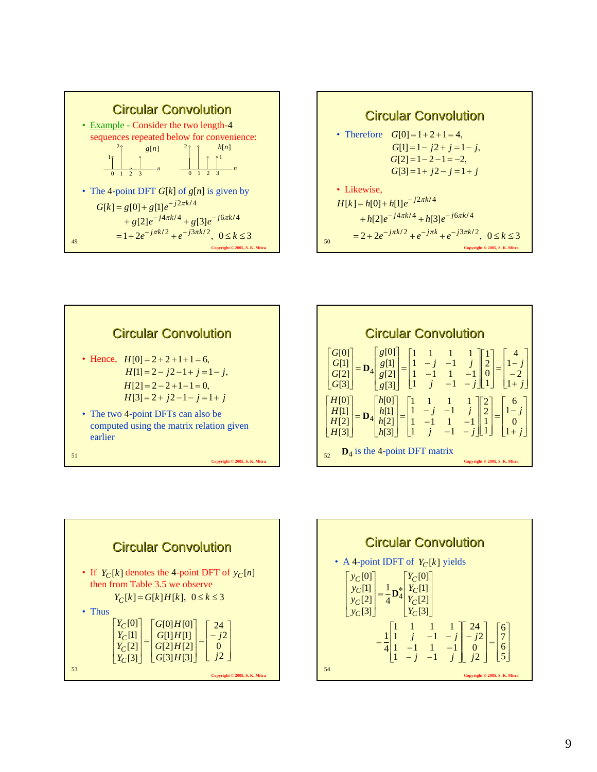## Circular Convolution

- Example - Consider the two length-4 sequences repeated below for convenience:

(Stem plots of $g[n]$ and $h[n]$ for $n = 0, 1, 2, 3$)

- The 4-point DFT $G[k]$ of $g[n]$ is given by

$$G[k] = g[0] + g[1]e^{-j2\pi k/4} + g[2]e^{-j4\pi k/4} + g[3]e^{-j6\pi k/4}$$
$$= 1 + 2e^{-j\pi k/2} + e^{-j3\pi k/2}, \quad 0 \le k \le 3$$

## Circular Convolution

- Therefore

$$G[0] = 1 + 2 + 1 = 4,$$
$$G[1] = 1 - j2 + j = 1 - j,$$
$$G[2] = 1 - 2 - 1 = -2,$$
$$G[3] = 1 + j2 - j = 1 + j$$

- Likewise,

$$H[k] = h[0] + h[1]e^{-j2\pi k/4} + h[2]e^{-j4\pi k/4} + h[3]e^{-j6\pi k/4}$$
$$= 2 + 2e^{-j\pi k/2} + e^{-j\pi k} + e^{-j3\pi k/2}, \quad 0 \le k \le 3$$

## Circular Convolution

- Hence,

$$H[0] = 2 + 2 + 1 + 1 = 6,$$
$$H[1] = 2 - j2 - 1 + j = 1 - j,$$
$$H[2] = 2 - 2 + 1 - 1 = 0,$$
$$H[3] = 2 + j2 - 1 - j = 1 + j$$

- The two 4-point DFTs can also be computed using the matrix relation given earlier

## Circular Convolution

$$\begin{bmatrix} G[0] \\ G[1] \\ G[2] \\ G[3] \end{bmatrix} = \mathbf{D}_4 \begin{bmatrix} g[0] \\ g[1] \\ g[2] \\ g[3] \end{bmatrix} = \begin{bmatrix} 1 & 1 & 1 & 1 \\ 1 & -j & -1 & j \\ 1 & -1 & 1 & -1 \\ 1 & j & -1 & -j \end{bmatrix} \begin{bmatrix} 1 \\ 2 \\ 0 \\ 1 \end{bmatrix} = \begin{bmatrix} 4 \\ 1-j \\ -2 \\ 1+j \end{bmatrix}$$

$$\begin{bmatrix} H[0] \\ H[1] \\ H[2] \\ H[3] \end{bmatrix} = \mathbf{D}_4 \begin{bmatrix} h[0] \\ h[1] \\ h[2] \\ h[3] \end{bmatrix} = \begin{bmatrix} 1 & 1 & 1 & 1 \\ 1 & -j & -1 & j \\ 1 & -1 & 1 & -1 \\ 1 & j & -1 & -j \end{bmatrix} \begin{bmatrix} 2 \\ 2 \\ 1 \\ 1 \end{bmatrix} = \begin{bmatrix} 6 \\ 1-j \\ 0 \\ 1+j \end{bmatrix}$$

$\mathbf{D}_4$ is the 4-point DFT matrix

## Circular Convolution

- If $Y_C[k]$ denotes the 4-point DFT of $y_C[n]$ then from Table 3.5 we observe

$$Y_C[k] = G[k]H[k], \quad 0 \le k \le 3$$

- Thus

$$\begin{bmatrix} Y_C[0] \\ Y_C[1] \\ Y_C[2] \\ Y_C[3] \end{bmatrix} = \begin{bmatrix} G[0]H[0] \\ G[1]H[1] \\ G[2]H[2] \\ G[3]H[3] \end{bmatrix} = \begin{bmatrix} 24 \\ -j2 \\ 0 \\ j2 \end{bmatrix}$$

## Circular Convolution

- A 4-point IDFT of $Y_C[k]$ yields

$$\begin{bmatrix} y_C[0] \\ y_C[1] \\ y_C[2] \\ y_C[3] \end{bmatrix} = \frac{1}{4}\mathbf{D}_4^* \begin{bmatrix} Y_C[0] \\ Y_C[1] \\ Y_C[2] \\ Y_C[3] \end{bmatrix}$$

$$= \frac{1}{4} \begin{bmatrix} 1 & 1 & 1 & 1 \\ 1 & j & -1 & -j \\ 1 & -1 & 1 & -1 \\ 1 & -j & -1 & j \end{bmatrix} \begin{bmatrix} 24 \\ -j2 \\ 0 \\ j2 \end{bmatrix} = \begin{bmatrix} 6 \\ 7 \\ 6 \\ 5 \end{bmatrix}$$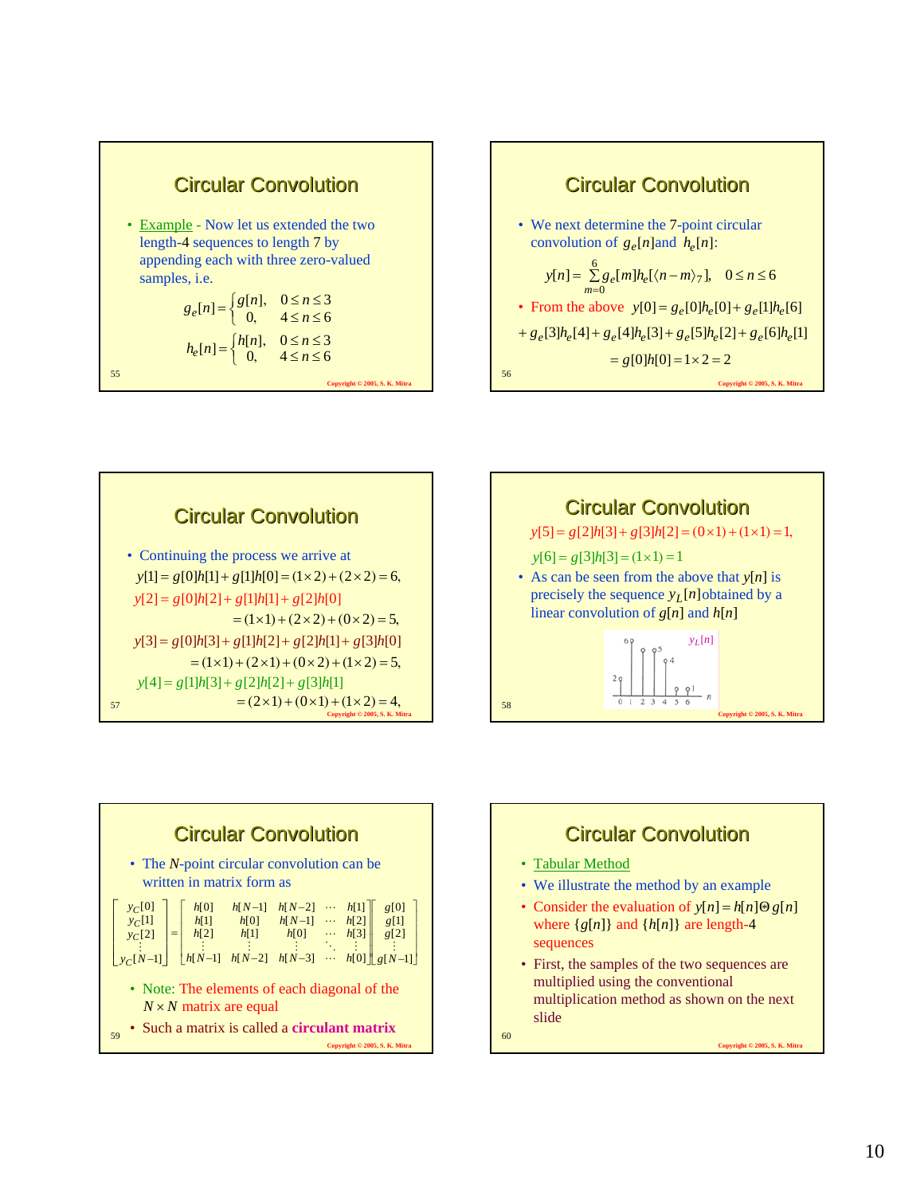## Circular Convolution

- Example - Now let us extended the two length-4 sequences to length 7 by appending each with three zero-valued samples, i.e.

$$g_e[n] = \begin{cases} g[n], & 0 \le n \le 3 \\ 0, & 4 \le n \le 6 \end{cases}$$

$$h_e[n] = \begin{cases} h[n], & 0 \le n \le 3 \\ 0, & 4 \le n \le 6 \end{cases}$$

## Circular Convolution

- We next determine the 7-point circular convolution of $g_e[n]$ and $h_e[n]$:

$$y[n] = \sum_{m=0}^{6} g_e[m] h_e[\langle n-m \rangle_7], \quad 0 \le n \le 6$$

- From the above $y[0] = g_e[0]h_e[0] + g_e[1]h_e[6]$

$$+ g_e[3]h_e[4] + g_e[4]h_e[3] + g_e[5]h_e[2] + g_e[6]h_e[1]$$

$$= g[0]h[0] = 1 \times 2 = 2$$

## Circular Convolution

- Continuing the process we arrive at

$$y[1] = g[0]h[1] + g[1]h[0] = (1\times 2) + (2 \times 2) = 6,$$

$$y[2] = g[0]h[2] + g[1]h[1] + g[2]h[0]$$
$$= (1\times 1) + (2\times 2) + (0 \times 2) = 5,$$

$$y[3] = g[0]h[3] + g[1]h[2] + g[2]h[1] + g[3]h[0]$$
$$= (1\times 1) + (2\times 1) + (0\times 2) + (1\times 2) = 5,$$

$$y[4] = g[1]h[3] + g[2]h[2] + g[3]h[1]$$
$$= (2\times 1) + (0\times 1) + (1\times 2) = 4,$$

## Circular Convolution

$$y[5] = g[2]h[3] + g[3]h[2] = (0\times 1) + (1\times 1) = 1,$$

$$y[6] = g[3]h[3] = (1\times 1) = 1$$

- As can be seen from the above that $y[n]$ is precisely the sequence $y_L[n]$ obtained by a linear convolution of $g[n]$ and $h[n]$

## Circular Convolution

- The $N$-point circular convolution can be written in matrix form as

$$\begin{bmatrix} y_C[0] \\ y_C[1] \\ y_C[2] \\ \vdots \\ y_C[N-1] \end{bmatrix} = \begin{bmatrix} h[0] & h[N-1] & h[N-2] & \cdots & h[1] \\ h[1] & h[0] & h[N-1] & \cdots & h[2] \\ h[2] & h[1] & h[0] & \cdots & h[3] \\ \vdots & \vdots & \vdots & \ddots & \vdots \\ h[N-1] & h[N-2] & h[N-3] & \cdots & h[0] \end{bmatrix} \begin{bmatrix} g[0] \\ g[1] \\ g[2] \\ \vdots \\ g[N-1] \end{bmatrix}$$

- Note: The elements of each diagonal of the $N \times N$ matrix are equal
- Such a matrix is called a **circulant matrix**

## Circular Convolution

- Tabular Method
- We illustrate the method by an example
- Consider the evaluation of $y[n] = h[n] \circledast g[n]$ where $\{g[n]\}$ and $\{h[n]\}$ are length-4 sequences
- First, the samples of the two sequences are multiplied using the conventional multiplication method as shown on the next slide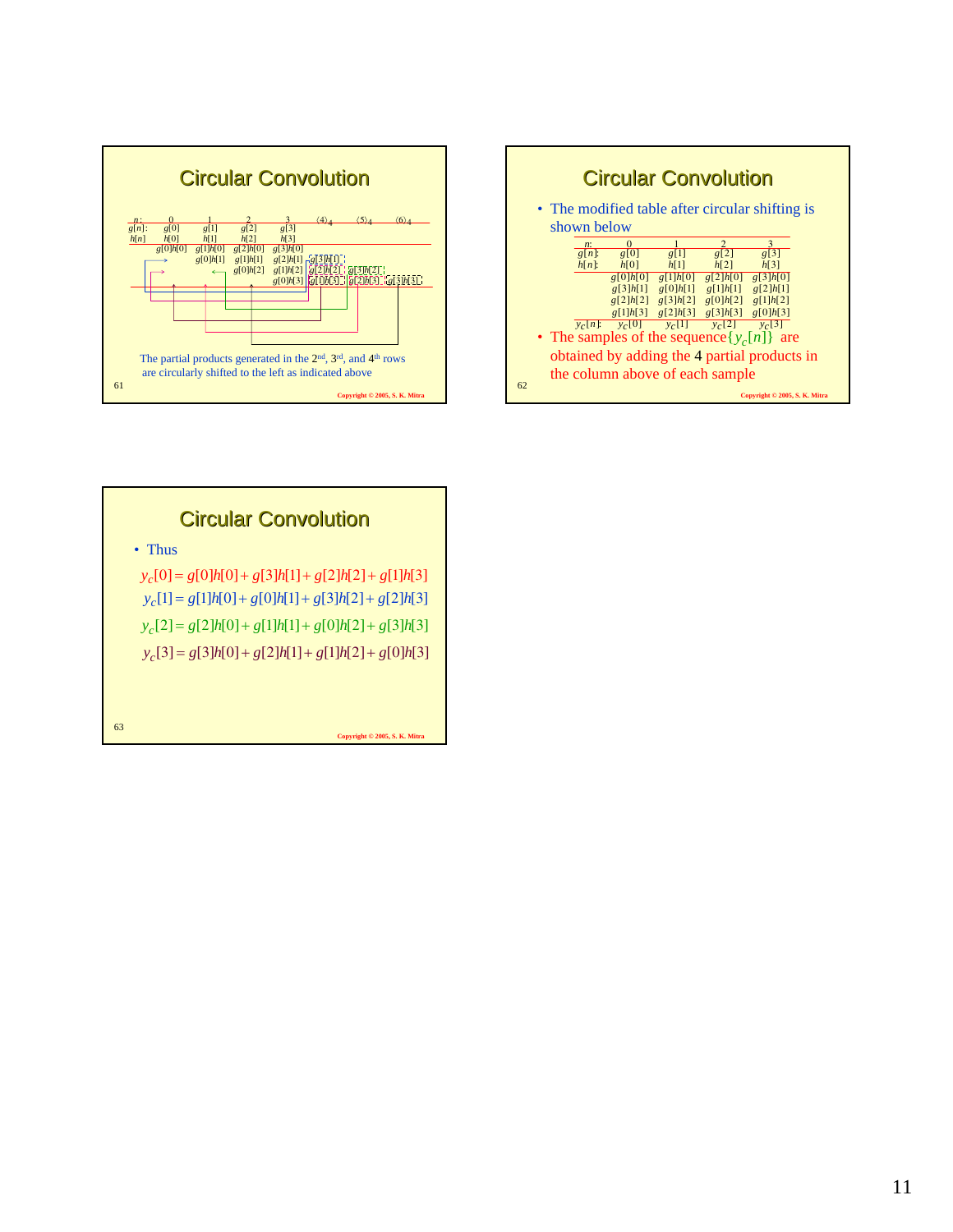## Circular Convolution

| $n$: | 0 | 1 | 2 | 3 | $\langle 4\rangle_4$ | $\langle 5\rangle_4$ | $\langle 6\rangle_4$ |
|---|---|---|---|---|---|---|---|
| $g[n]$: | $g[0]$ | $g[1]$ | $g[2]$ | $g[3]$ | | | |
| $h[n]$ | $h[0]$ | $h[1]$ | $h[2]$ | $h[3]$ | | | |
| | $g[0]h[0]$ | $g[1]h[0]$ | $g[2]h[0]$ | $g[3]h[0]$ | | | |
| | | $g[0]h[1]$ | $g[1]h[1]$ | $g[2]h[1]$ | $g[3]h[1]$ | | |
| | | | $g[0]h[2]$ | $g[1]h[2]$ | $g[2]h[2]$ | $g[3]h[2]$ | |
| | | | | $g[0]h[3]$ | $g[1]h[3]$ | $g[2]h[3]$ | $g[3]h[3]$ |

The partial products generated in the 2nd, 3rd, and 4th rows are circularly shifted to the left as indicated above

## Circular Convolution

- The modified table after circular shifting is shown below

| $n$: | 0 | 1 | 2 | 3 |
|---|---|---|---|---|
| $g[n]$: | $g[0]$ | $g[1]$ | $g[2]$ | $g[3]$ |
| $h[n]$: | $h[0]$ | $h[1]$ | $h[2]$ | $h[3]$ |
| | $g[0]h[0]$ | $g[1]h[0]$ | $g[2]h[0]$ | $g[3]h[0]$ |
| | $g[3]h[1]$ | $g[0]h[1]$ | $g[1]h[1]$ | $g[2]h[1]$ |
| | $g[2]h[2]$ | $g[3]h[2]$ | $g[0]h[2]$ | $g[1]h[2]$ |
| | $g[1]h[3]$ | $g[2]h[3]$ | $g[3]h[3]$ | $g[0]h[3]$ |
| $y_C[n]$: | $y_C[0]$ | $y_C[1]$ | $y_C[2]$ | $y_C[3]$ |

- The samples of the sequence $\{y_C[n]\}$ are obtained by adding the 4 partial products in the column above of each sample

## Circular Convolution

- Thus

$$y_C[0] = g[0]h[0] + g[3]h[1] + g[2]h[2] + g[1]h[3]$$

$$y_C[1] = g[1]h[0] + g[0]h[1] + g[3]h[2] + g[2]h[3]$$

$$y_C[2] = g[2]h[0] + g[1]h[1] + g[0]h[2] + g[3]h[3]$$

$$y_C[3] = g[3]h[0] + g[2]h[1] + g[1]h[2] + g[0]h[3]$$